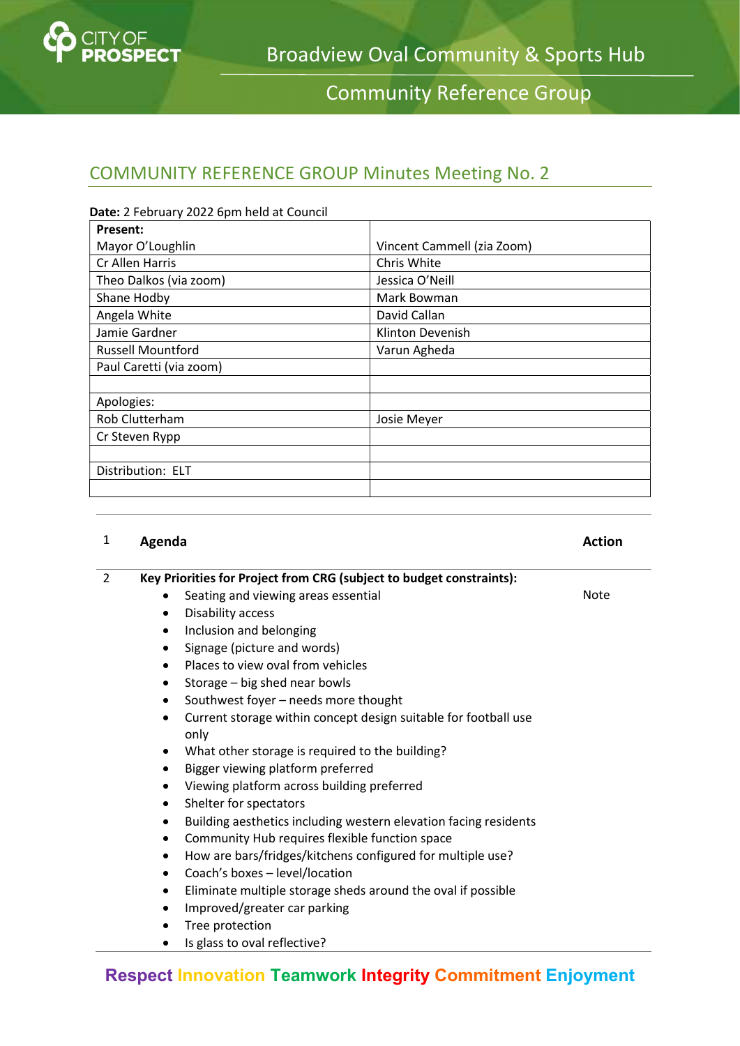# Broadview Oval Community & Sports Hub

## Community Reference Group

## COMMUNITY REFERENCE GROUP Minutes Meeting No. 2

**Date:** 2 February 2022 6pm held at Council

| **Present:** | |
|---|---|
| Mayor O'Loughlin | Vincent Cammell (zia Zoom) |
| Cr Allen Harris | Chris White |
| Theo Dalkos (via zoom) | Jessica O'Neill |
| Shane Hodby | Mark Bowman |
| Angela White | David Callan |
| Jamie Gardner | Klinton Devenish |
| Russell Mountford | Varun Agheda |
| Paul Caretti (via zoom) | |
| | |
| Apologies: | |
| Rob Clutterham | Josie Meyer |
| Cr Steven Rypp | |
| | |
| Distribution: ELT | |
| | |

| | | |
|---|---|---|
| 1 | **Agenda** | **Action** |
| 2 | **Key Priorities for Project from CRG (subject to budget constraints):**<br>• Seating and viewing areas essential<br>• Disability access<br>• Inclusion and belonging<br>• Signage (picture and words)<br>• Places to view oval from vehicles<br>• Storage – big shed near bowls<br>• Southwest foyer – needs more thought<br>• Current storage within concept design suitable for football use only<br>• What other storage is required to the building?<br>• Bigger viewing platform preferred<br>• Viewing platform across building preferred<br>• Shelter for spectators<br>• Building aesthetics including western elevation facing residents<br>• Community Hub requires flexible function space<br>• How are bars/fridges/kitchens configured for multiple use?<br>• Coach's boxes – level/location<br>• Eliminate multiple storage sheds around the oval if possible<br>• Improved/greater car parking<br>• Tree protection<br>• Is glass to oval reflective? | Note |

Respect Innovation Teamwork Integrity Commitment Enjoyment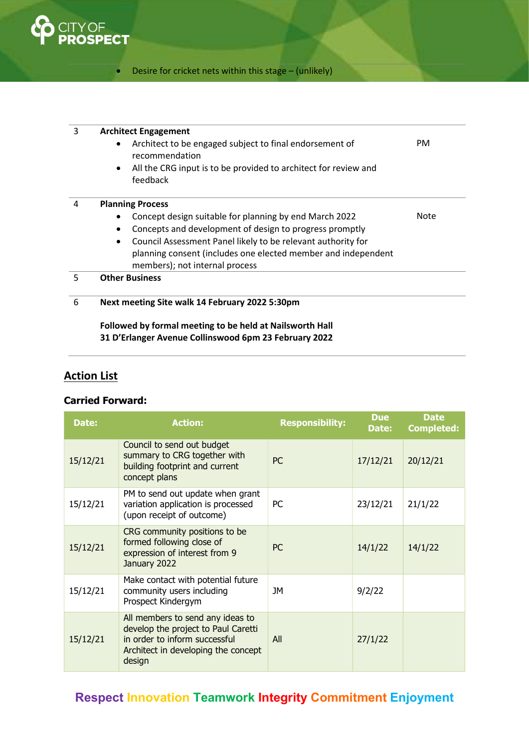- Desire for cricket nets within this stage – (unlikely)

| | | |
|---|---|---|
| 3 | **Architect Engagement**<br>• Architect to be engaged subject to final endorsement of recommendation<br>• All the CRG input is to be provided to architect for review and feedback | PM |
| 4 | **Planning Process**<br>• Concept design suitable for planning by end March 2022<br>• Concepts and development of design to progress promptly<br>• Council Assessment Panel likely to be relevant authority for planning consent (includes one elected member and independent members); not internal process | Note |
| 5 | **Other Business** | |
| 6 | **Next meeting Site walk 14 February 2022 5:30pm**<br><br>**Followed by formal meeting to be held at Nailsworth Hall 31 D'Erlanger Avenue Collinswood 6pm 23 February 2022** | |

## Action List

### Carried Forward:

| Date: | Action: | Responsibility: | Due Date: | Date Completed: |
|---|---|---|---|---|
| 15/12/21 | Council to send out budget summary to CRG together with building footprint and current concept plans | PC | 17/12/21 | 20/12/21 |
| 15/12/21 | PM to send out update when grant variation application is processed (upon receipt of outcome) | PC | 23/12/21 | 21/1/22 |
| 15/12/21 | CRG community positions to be formed following close of expression of interest from 9 January 2022 | PC | 14/1/22 | 14/1/22 |
| 15/12/21 | Make contact with potential future community users including Prospect Kindergym | JM | 9/2/22 | |
| 15/12/21 | All members to send any ideas to develop the project to Paul Caretti in order to inform successful Architect in developing the concept design | All | 27/1/22 | |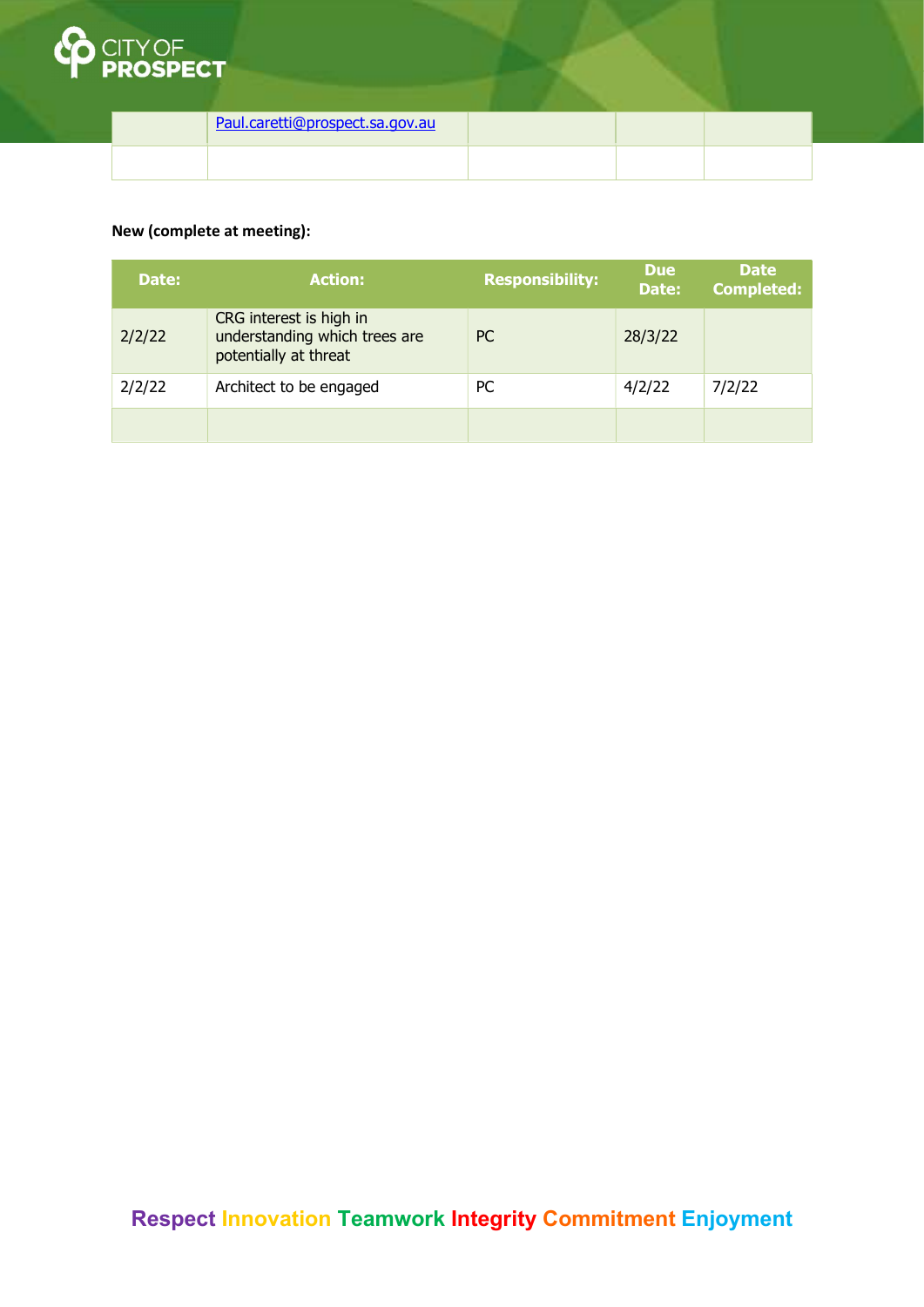| | | | | |
|---|---|---|---|---|
| | Paul.caretti@prospect.sa.gov.au | | | |
| | | | | |

**New (complete at meeting):**

| Date: | Action: | Responsibility: | Due Date: | Date Completed: |
|---|---|---|---|---|
| 2/2/22 | CRG interest is high in understanding which trees are potentially at threat | PC | 28/3/22 | |
| 2/2/22 | Architect to be engaged | PC | 4/2/22 | 7/2/22 |
| | | | | |

Respect Innovation Teamwork Integrity Commitment Enjoyment